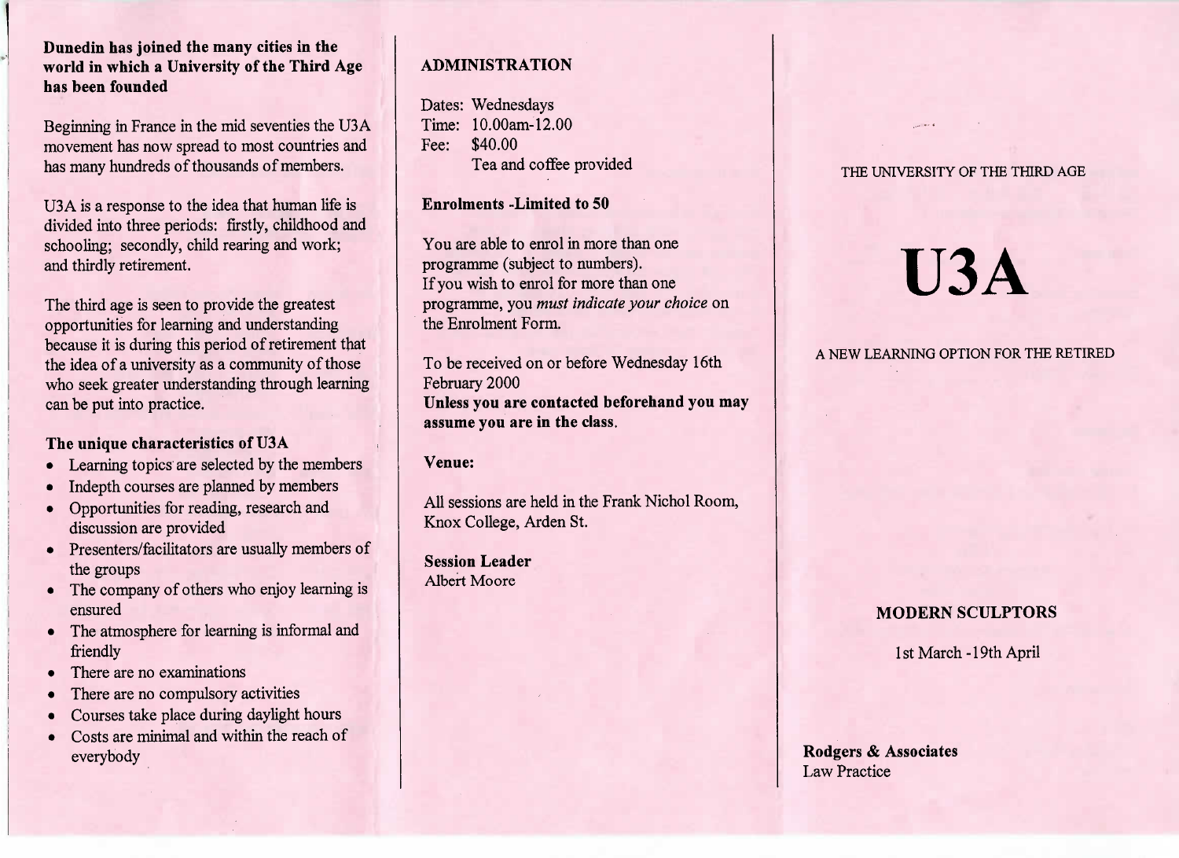**Dunedin has joined the many cities in the world in which a University of the Third Age has been founded**

Beginning in France in the mid seventies the U3A movement has now spread to most countries and has many hundreds of thousands of members.

U3A is a response to the idea that human life is divided into three periods: firstly, childhood and schooling; secondly, child rearing and work; and thirdly retirement.

The third age is seen to provide the greatest opportunities for learning and understanding because it is during this period of retirement that the idea of a university as a community of those who seek greater understanding through learning can be put into practice.

### The unique characteristics of U3A

- Learning topics are selected by the members
- Indepth courses are planned by members
- Opportunities for reading, research and discussion are provided
- Presenters/facilitators are usually members of the groups
- The company of others who enjoy learning is ensured
- The atmosphere for learning is informal and friendly
- There are no examinations
- There are no compulsory activities
- Courses take place during daylight hours
- Costs are minimal and within the reach of everybody

## ADMINISTRATION

Dates: Wednesdays
Time: 10.00am-12.00
Fee: $40.00
Tea and coffee provided

**Enrolments -Limited to 50**

You are able to enrol in more than one programme (subject to numbers).
If you wish to enrol for more than one programme, you *must indicate your choice* on the Enrolment Form.

To be received on or before Wednesday 16th February 2000
**Unless you are contacted beforehand you may assume you are in the class.**

**Venue:**

All sessions are held in the Frank Nichol Room, Knox College, Arden St.

**Session Leader**
Albert Moore

THE UNIVERSITY OF THE THIRD AGE

# U3A

A NEW LEARNING OPTION FOR THE RETIRED

## MODERN SCULPTORS

1st March -19th April

**Rodgers & Associates**
Law Practice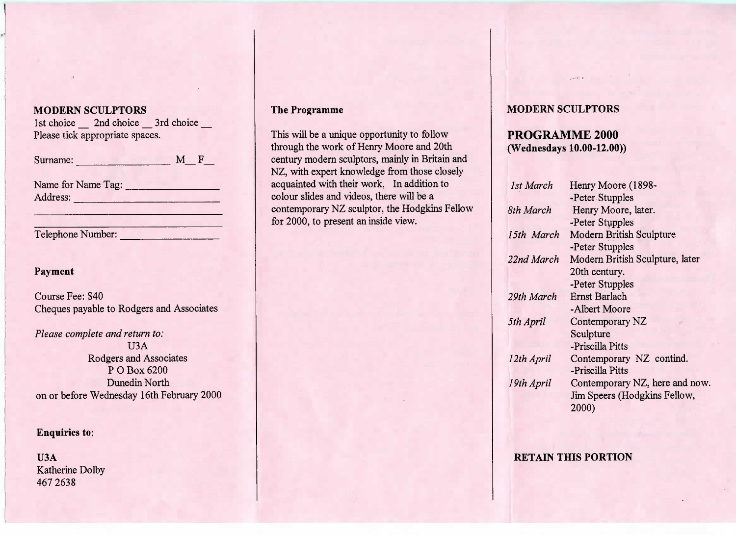## MODERN SCULPTORS

1st choice __ 2nd choice __ 3rd choice __
Please tick appropriate spaces.

Surname: ________________ M__ F__

Name for Name Tag: ________________
Address: ________________________

________________________________

Telephone Number: ________________

### Payment

Course Fee: $40
Cheques payable to Rodgers and Associates

*Please complete and return to:*

U3A
Rodgers and Associates
P O Box 6200
Dunedin North
on or before Wednesday 16th February 2000

### Enquiries to:

**U3A**
Katherine Dolby
467 2638

### The Programme

This will be a unique opportunity to follow through the work of Henry Moore and 20th century modern sculptors, mainly in Britain and NZ, with expert knowledge from those closely acquainted with their work. In addition to colour slides and videos, there will be a contemporary NZ sculptor, the Hodgkins Fellow for 2000, to present an inside view.

## MODERN SCULPTORS

## PROGRAMME 2000
**(Wednesdays 10.00-12.00))**

| | |
|---|---|
| *1st March* | Henry Moore (1898- -Peter Stupples |
| *8th March* | Henry Moore, later. -Peter Stupples |
| *15th March* | Modern British Sculpture -Peter Stupples |
| *22nd March* | Modern British Sculpture, later 20th century. -Peter Stupples |
| *29th March* | Ernst Barlach -Albert Moore |
| *5th April* | Contemporary NZ Sculpture -Priscilla Pitts |
| *12th April* | Contemporary NZ contind. -Priscilla Pitts |
| *19th April* | Contemporary NZ, here and now. Jim Speers (Hodgkins Fellow, 2000) |

**RETAIN THIS PORTION**